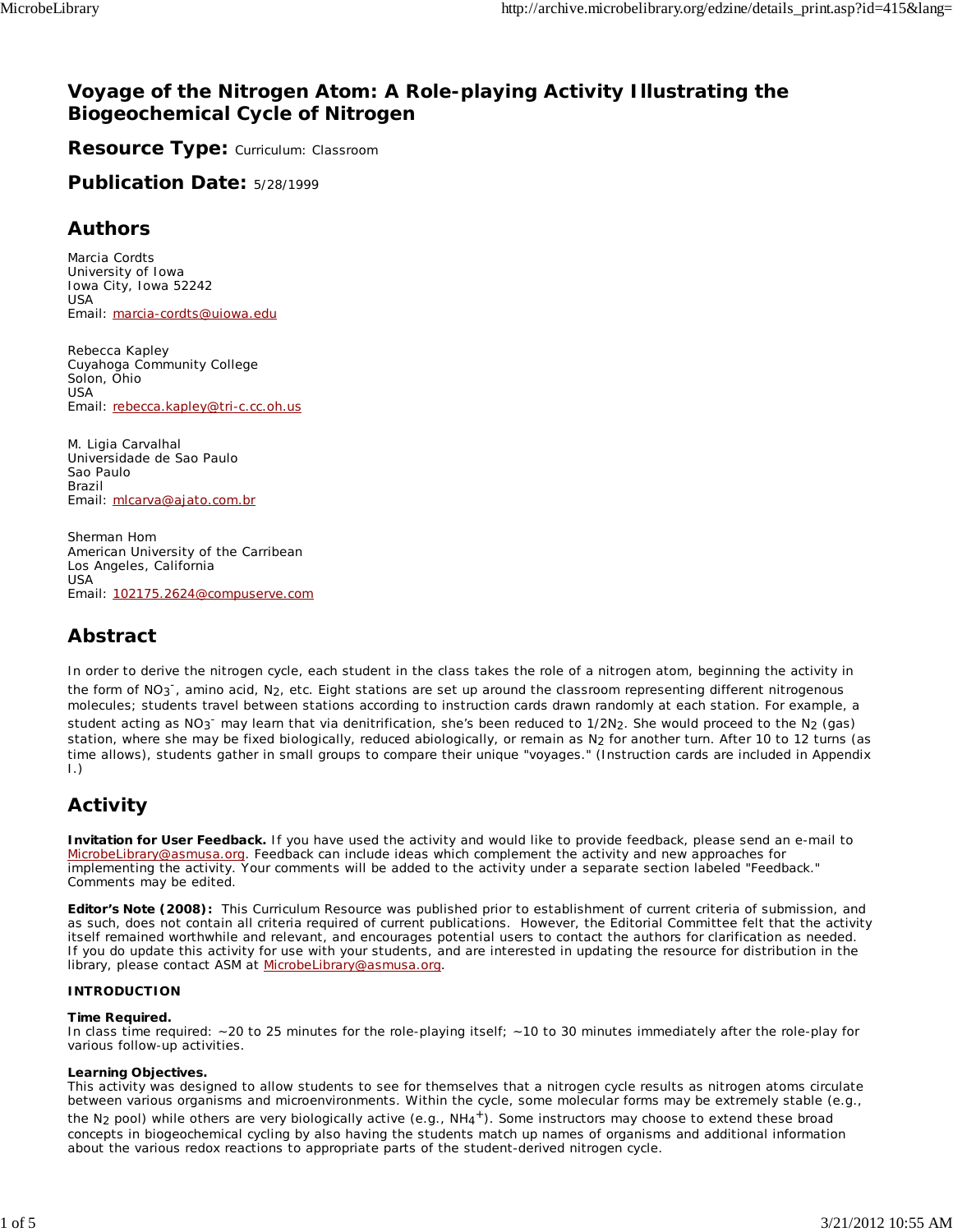# Voyage of the Nitrogen Atom: A Role-playing Activity Illustrating the Biogeochemical Cycle of Nitrogen

**Resource Type:** Curriculum: Classroom

**Publication Date:** 5/28/1999

## Authors

Marcia Cordts
University of Iowa
Iowa City, Iowa 52242
USA
Email: marcia-cordts@uiowa.edu

Rebecca Kapley
Cuyahoga Community College
Solon, Ohio
USA
Email: rebecca.kapley@tri-c.cc.oh.us

M. Ligia Carvalhal
Universidade de Sao Paulo
Sao Paulo
Brazil
Email: mlcarva@ajato.com.br

Sherman Hom
American University of the Carribean
Los Angeles, California
USA
Email: 102175.2624@compuserve.com

## Abstract

In order to derive the nitrogen cycle, each student in the class takes the role of a nitrogen atom, beginning the activity in the form of $NO_3^-$, amino acid, $N_2$, etc. Eight stations are set up around the classroom representing different nitrogenous molecules; students travel between stations according to instruction cards drawn randomly at each station. For example, a student acting as $NO_3^-$ may learn that via denitrification, she's been reduced to $1/2N_2$. She would proceed to the $N_2$ (gas) station, where she may be fixed biologically, reduced abiologically, or remain as $N_2$ for another turn. After 10 to 12 turns (as time allows), students gather in small groups to compare their unique "voyages." (Instruction cards are included in Appendix I.)

## Activity

**Invitation for User Feedback.** If you have used the activity and would like to provide feedback, please send an e-mail to MicrobeLibrary@asmusa.org. Feedback can include ideas which complement the activity and new approaches for implementing the activity. Your comments will be added to the activity under a separate section labeled "Feedback." Comments may be edited.

**Editor's Note (2008):** This Curriculum Resource was published prior to establishment of current criteria of submission, and as such, does not contain all criteria required of current publications. However, the Editorial Committee felt that the activity itself remained worthwhile and relevant, and encourages potential users to contact the authors for clarification as needed. If you do update this activity for use with your students, and are interested in updating the resource for distribution in the library, please contact ASM at MicrobeLibrary@asmusa.org.

### INTRODUCTION

**Time Required.**
In class time required: ~20 to 25 minutes for the role-playing itself; ~10 to 30 minutes immediately after the role-play for various follow-up activities.

**Learning Objectives.**
This activity was designed to allow students to see for themselves that a nitrogen cycle results as nitrogen atoms circulate between various organisms and microenvironments. Within the cycle, some molecular forms may be extremely stable (e.g., the $N_2$ pool) while others are very biologically active (e.g., $NH_4^+$). Some instructors may choose to extend these broad concepts in biogeochemical cycling by also having the students match up names of organisms and additional information about the various redox reactions to appropriate parts of the student-derived nitrogen cycle.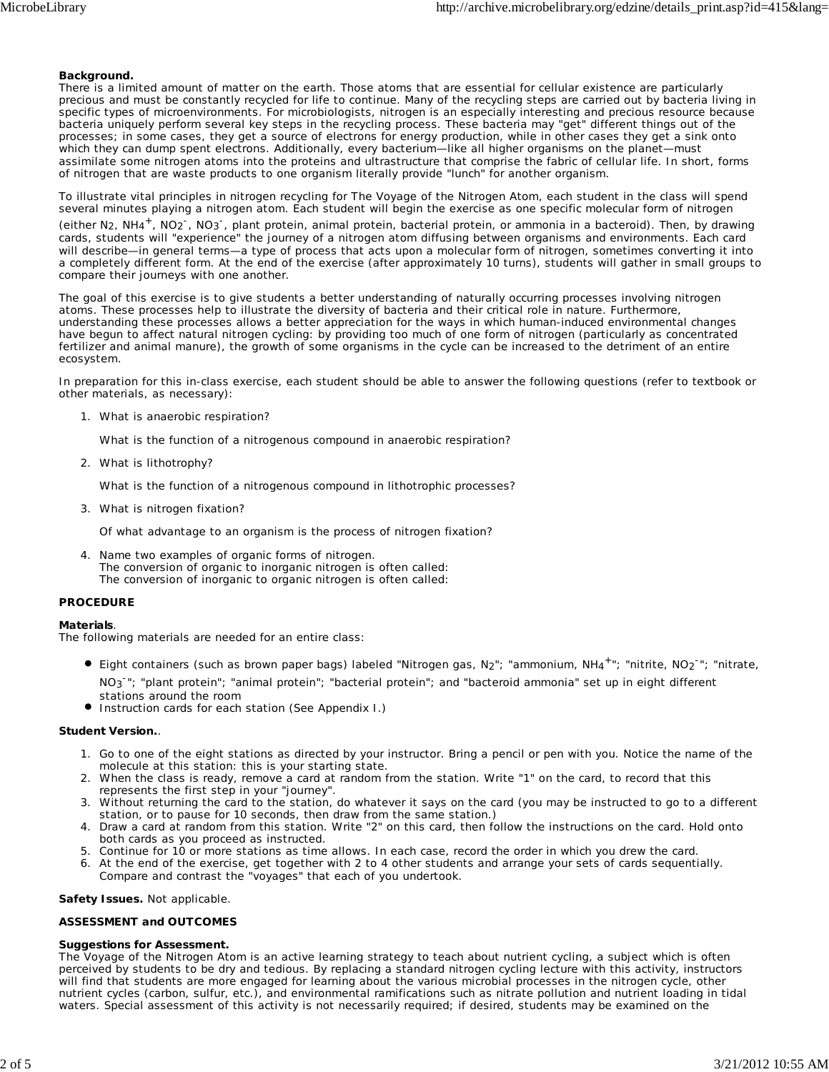**Background.**
There is a limited amount of matter on the earth. Those atoms that are essential for cellular existence are particularly precious and must be constantly recycled for life to continue. Many of the recycling steps are carried out by bacteria living in specific types of microenvironments. For microbiologists, nitrogen is an especially interesting and precious resource because bacteria uniquely perform several key steps in the recycling process. These bacteria may "get" different things out of the processes; in some cases, they get a source of electrons for energy production, while in other cases they get a sink onto which they can dump spent electrons. Additionally, every bacterium—like all higher organisms on the planet—must assimilate some nitrogen atoms into the proteins and ultrastructure that comprise the fabric of cellular life. In short, forms of nitrogen that are waste products to one organism literally provide "lunch" for another organism.

To illustrate vital principles in nitrogen recycling for The Voyage of the Nitrogen Atom, each student in the class will spend several minutes playing a nitrogen atom. Each student will begin the exercise as one specific molecular form of nitrogen (either $N_2$, $NH_4^+$, $NO_2^-$, $NO_3^-$, plant protein, animal protein, bacterial protein, or ammonia in a bacteroid). Then, by drawing cards, students will "experience" the journey of a nitrogen atom diffusing between organisms and environments. Each card will describe—in general terms—a type of process that acts upon a molecular form of nitrogen, sometimes converting it into a completely different form. At the end of the exercise (after approximately 10 turns), students will gather in small groups to compare their journeys with one another.

The goal of this exercise is to give students a better understanding of naturally occurring processes involving nitrogen atoms. These processes help to illustrate the diversity of bacteria and their critical role in nature. Furthermore, understanding these processes allows a better appreciation for the ways in which human-induced environmental changes have begun to affect natural nitrogen cycling: by providing too much of one form of nitrogen (particularly as concentrated fertilizer and animal manure), the growth of some organisms in the cycle can be increased to the detriment of an entire ecosystem.

In preparation for this in-class exercise, each student should be able to answer the following questions (refer to textbook or other materials, as necessary):

1. What is anaerobic respiration?

   What is the function of a nitrogenous compound in anaerobic respiration?

2. What is lithotrophy?

   What is the function of a nitrogenous compound in lithotrophic processes?

3. What is nitrogen fixation?

   Of what advantage to an organism is the process of nitrogen fixation?

4. Name two examples of organic forms of nitrogen.
   The conversion of organic to inorganic nitrogen is often called:
   The conversion of inorganic to organic nitrogen is often called:

**PROCEDURE**

**Materials**.
The following materials are needed for an entire class:

- Eight containers (such as brown paper bags) labeled "Nitrogen gas, $N_2$"; "ammonium, $NH_4^+$"; "nitrite, $NO_2^-$"; "nitrate, $NO_3^-$"; "plant protein"; "animal protein"; "bacterial protein"; and "bacteroid ammonia" set up in eight different stations around the room
- Instruction cards for each station (See Appendix I.)

**Student Version.**.

1. Go to one of the eight stations as directed by your instructor. Bring a pencil or pen with you. Notice the name of the molecule at this station: this is your starting state.
2. When the class is ready, remove a card at random from the station. Write "1" on the card, to record that this represents the first step in your "journey".
3. Without returning the card to the station, do whatever it says on the card (you may be instructed to go to a different station, or to pause for 10 seconds, then draw from the same station.)
4. Draw a card at random from this station. Write "2" on this card, then follow the instructions on the card. Hold onto both cards as you proceed as instructed.
5. Continue for 10 or more stations as time allows. In each case, record the order in which you drew the card.
6. At the end of the exercise, get together with 2 to 4 other students and arrange your sets of cards sequentially. Compare and contrast the "voyages" that each of you undertook.

**Safety Issues.** Not applicable.

**ASSESSMENT and OUTCOMES**

**Suggestions for Assessment.**
The Voyage of the Nitrogen Atom is an active learning strategy to teach about nutrient cycling, a subject which is often perceived by students to be dry and tedious. By replacing a standard nitrogen cycling lecture with this activity, instructors will find that students are more engaged for learning about the various microbial processes in the nitrogen cycle, other nutrient cycles (carbon, sulfur, etc.), and environmental ramifications such as nitrate pollution and nutrient loading in tidal waters. Special assessment of this activity is not necessarily required; if desired, students may be examined on the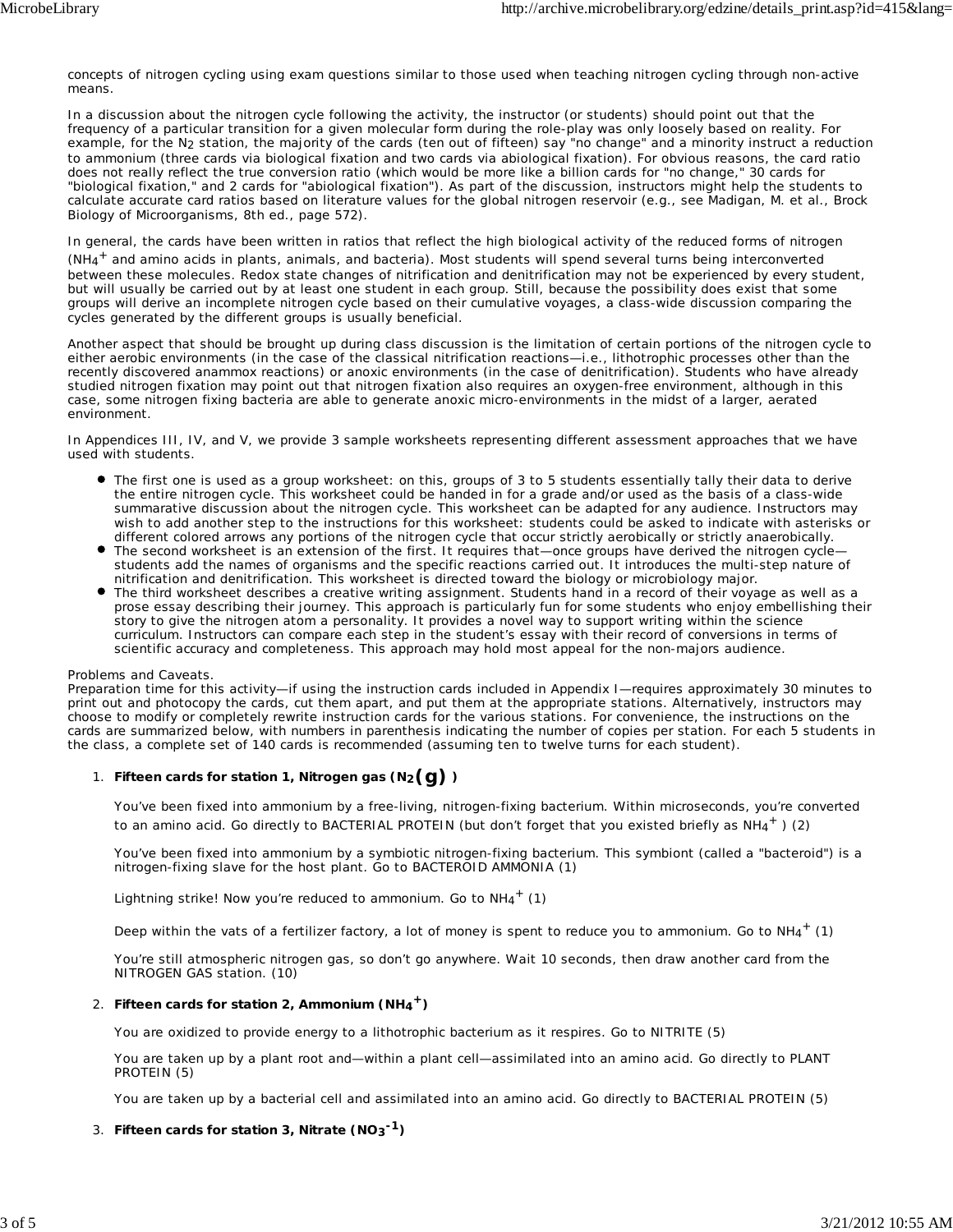concepts of nitrogen cycling using exam questions similar to those used when teaching nitrogen cycling through non-active means.

In a discussion about the nitrogen cycle following the activity, the instructor (or students) should point out that the frequency of a particular transition for a given molecular form during the role-play was only loosely based on reality. For example, for the $N_2$ station, the majority of the cards (ten out of fifteen) say "no change" and a minority instruct a reduction to ammonium (three cards via biological fixation and two cards via abiological fixation). For obvious reasons, the card ratio does not really reflect the true conversion ratio (which would be more like a billion cards for "no change," 30 cards for "biological fixation," and 2 cards for "abiological fixation"). As part of the discussion, instructors might help the students to calculate accurate card ratios based on literature values for the global nitrogen reservoir (e.g., see Madigan, M. et al., Brock Biology of Microorganisms, 8th ed., page 572).

In general, the cards have been written in ratios that reflect the high biological activity of the reduced forms of nitrogen ($NH_4^+$ and amino acids in plants, animals, and bacteria). Most students will spend several turns being interconverted between these molecules. Redox state changes of nitrification and denitrification may not be experienced by every student, but will usually be carried out by at least one student in each group. Still, because the possibility does exist that some groups will derive an incomplete nitrogen cycle based on their cumulative voyages, a class-wide discussion comparing the cycles generated by the different groups is usually beneficial.

Another aspect that should be brought up during class discussion is the limitation of certain portions of the nitrogen cycle to either aerobic environments (in the case of the classical nitrification reactions—i.e., lithotrophic processes other than the recently discovered anammox reactions) or anoxic environments (in the case of denitrification). Students who have already studied nitrogen fixation may point out that nitrogen fixation also requires an oxygen-free environment, although in this case, some nitrogen fixing bacteria are able to generate anoxic micro-environments in the midst of a larger, aerated environment.

In Appendices III, IV, and V, we provide 3 sample worksheets representing different assessment approaches that we have used with students.

- The first one is used as a group worksheet: on this, groups of 3 to 5 students essentially tally their data to derive the entire nitrogen cycle. This worksheet could be handed in for a grade and/or used as the basis of a class-wide summarative discussion about the nitrogen cycle. This worksheet can be adapted for any audience. Instructors may wish to add another step to the instructions for this worksheet: students could be asked to indicate with asterisks or different colored arrows any portions of the nitrogen cycle that occur strictly aerobically or strictly anaerobically.
- The second worksheet is an extension of the first. It requires that—once groups have derived the nitrogen cycle—students add the names of organisms and the specific reactions carried out. It introduces the multi-step nature of nitrification and denitrification. This worksheet is directed toward the biology or microbiology major.
- The third worksheet describes a creative writing assignment. Students hand in a record of their voyage as well as a prose essay describing their journey. This approach is particularly fun for some students who enjoy embellishing their story to give the nitrogen atom a personality. It provides a novel way to support writing within the science curriculum. Instructors can compare each step in the student's essay with their record of conversions in terms of scientific accuracy and completeness. This approach may hold most appeal for the non-majors audience.

Problems and Caveats.
Preparation time for this activity—if using the instruction cards included in Appendix I—requires approximately 30 minutes to print out and photocopy the cards, cut them apart, and put them at the appropriate stations. Alternatively, instructors may choose to modify or completely rewrite instruction cards for the various stations. For convenience, the instructions on the cards are summarized below, with numbers in parenthesis indicating the number of copies per station. For each 5 students in the class, a complete set of 140 cards is recommended (assuming ten to twelve turns for each student).

1. **Fifteen cards for station 1, Nitrogen gas ($N_2$(g))**

   You've been fixed into ammonium by a free-living, nitrogen-fixing bacterium. Within microseconds, you're converted to an amino acid. Go directly to BACTERIAL PROTEIN (but don't forget that you existed briefly as $NH_4^+$ ) (2)

   You've been fixed into ammonium by a symbiotic nitrogen-fixing bacterium. This symbiont (called a "bacteroid") is a nitrogen-fixing slave for the host plant. Go to BACTEROID AMMONIA (1)

   Lightning strike! Now you're reduced to ammonium. Go to $NH_4^+$ (1)

   Deep within the vats of a fertilizer factory, a lot of money is spent to reduce you to ammonium. Go to $NH_4^+$ (1)

   You're still atmospheric nitrogen gas, so don't go anywhere. Wait 10 seconds, then draw another card from the NITROGEN GAS station. (10)

2. **Fifteen cards for station 2, Ammonium ($NH_4^+$)**

   You are oxidized to provide energy to a lithotrophic bacterium as it respires. Go to NITRITE (5)

   You are taken up by a plant root and—within a plant cell—assimilated into an amino acid. Go directly to PLANT PROTEIN (5)

   You are taken up by a bacterial cell and assimilated into an amino acid. Go directly to BACTERIAL PROTEIN (5)

3. **Fifteen cards for station 3, Nitrate ($NO_3^{-1}$)**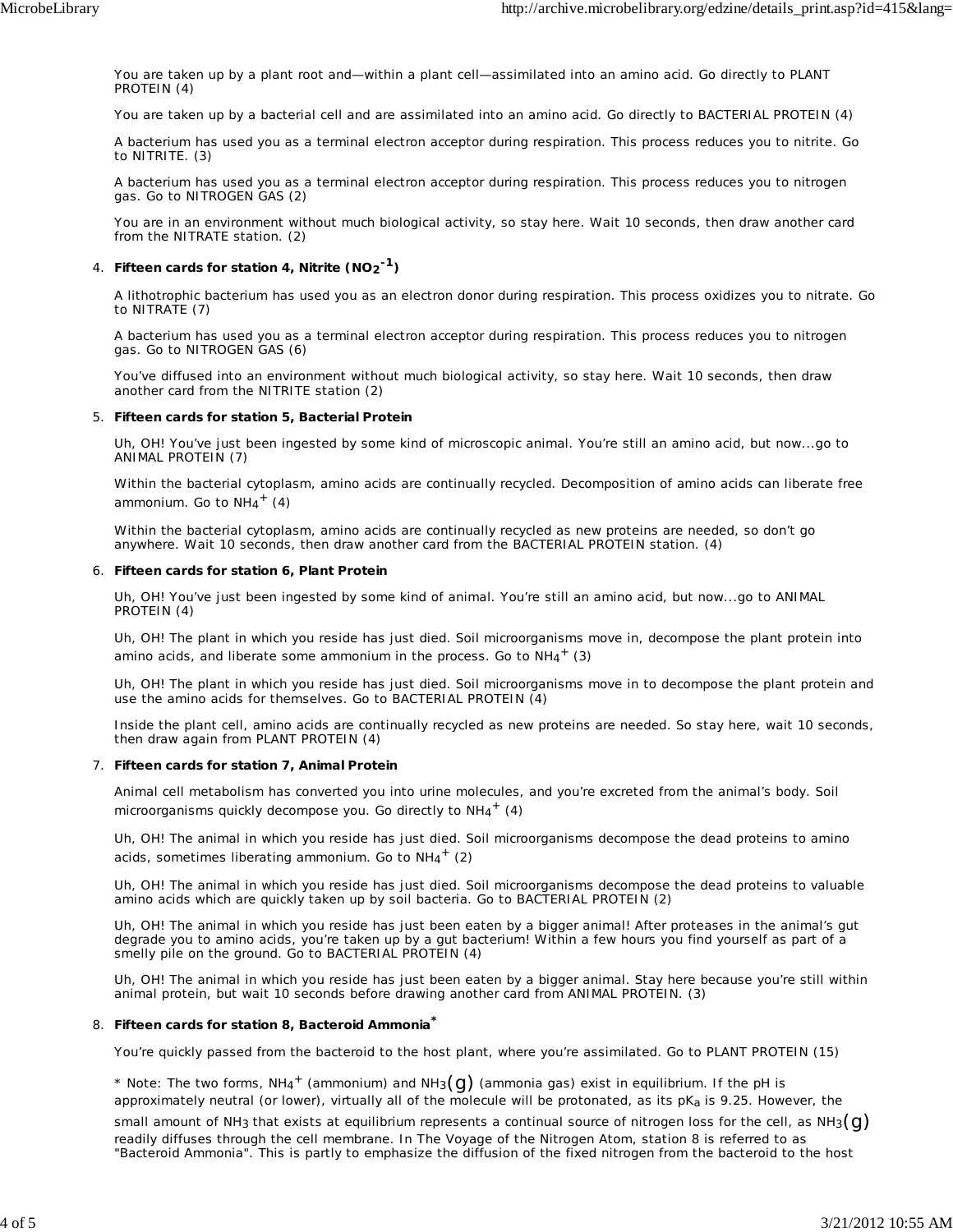You are taken up by a plant root and—within a plant cell—assimilated into an amino acid. Go directly to PLANT PROTEIN (4)

You are taken up by a bacterial cell and are assimilated into an amino acid. Go directly to BACTERIAL PROTEIN (4)

A bacterium has used you as a terminal electron acceptor during respiration. This process reduces you to nitrite. Go to NITRITE. (3)

A bacterium has used you as a terminal electron acceptor during respiration. This process reduces you to nitrogen gas. Go to NITROGEN GAS (2)

You are in an environment without much biological activity, so stay here. Wait 10 seconds, then draw another card from the NITRATE station. (2)

4. **Fifteen cards for station 4, Nitrite ($NO_2^{-1}$)**

   A lithotrophic bacterium has used you as an electron donor during respiration. This process oxidizes you to nitrate. Go to NITRATE (7)

   A bacterium has used you as a terminal electron acceptor during respiration. This process reduces you to nitrogen gas. Go to NITROGEN GAS (6)

   You've diffused into an environment without much biological activity, so stay here. Wait 10 seconds, then draw another card from the NITRITE station (2)

5. **Fifteen cards for station 5, Bacterial Protein**

   Uh, OH! You've just been ingested by some kind of microscopic animal. You're still an amino acid, but now...go to ANIMAL PROTEIN (7)

   Within the bacterial cytoplasm, amino acids are continually recycled. Decomposition of amino acids can liberate free ammonium. Go to $NH_4^+$ (4)

   Within the bacterial cytoplasm, amino acids are continually recycled as new proteins are needed, so don't go anywhere. Wait 10 seconds, then draw another card from the BACTERIAL PROTEIN station. (4)

6. **Fifteen cards for station 6, Plant Protein**

   Uh, OH! You've just been ingested by some kind of animal. You're still an amino acid, but now...go to ANIMAL PROTEIN (4)

   Uh, OH! The plant in which you reside has just died. Soil microorganisms move in, decompose the plant protein into amino acids, and liberate some ammonium in the process. Go to $NH_4^+$ (3)

   Uh, OH! The plant in which you reside has just died. Soil microorganisms move in to decompose the plant protein and use the amino acids for themselves. Go to BACTERIAL PROTEIN (4)

   Inside the plant cell, amino acids are continually recycled as new proteins are needed. So stay here, wait 10 seconds, then draw again from PLANT PROTEIN (4)

7. **Fifteen cards for station 7, Animal Protein**

   Animal cell metabolism has converted you into urine molecules, and you're excreted from the animal's body. Soil microorganisms quickly decompose you. Go directly to $NH_4^+$ (4)

   Uh, OH! The animal in which you reside has just died. Soil microorganisms decompose the dead proteins to amino acids, sometimes liberating ammonium. Go to $NH_4^+$ (2)

   Uh, OH! The animal in which you reside has just died. Soil microorganisms decompose the dead proteins to valuable amino acids which are quickly taken up by soil bacteria. Go to BACTERIAL PROTEIN (2)

   Uh, OH! The animal in which you reside has just been eaten by a bigger animal! After proteases in the animal's gut degrade you to amino acids, you're taken up by a gut bacterium! Within a few hours you find yourself as part of a smelly pile on the ground. Go to BACTERIAL PROTEIN (4)

   Uh, OH! The animal in which you reside has just been eaten by a bigger animal. Stay here because you're still within animal protein, but wait 10 seconds before drawing another card from ANIMAL PROTEIN. (3)

8. **Fifteen cards for station 8, Bacteroid Ammonia***

   You're quickly passed from the bacteroid to the host plant, where you're assimilated. Go to PLANT PROTEIN (15)

   * Note: The two forms, $NH_4^+$ (ammonium) and $NH_3(g)$ (ammonia gas) exist in equilibrium. If the pH is approximately neutral (or lower), virtually all of the molecule will be protonated, as its $pK_a$ is 9.25. However, the small amount of $NH_3$ that exists at equilibrium represents a continual source of nitrogen loss for the cell, as $NH_3(g)$ readily diffuses through the cell membrane. In The Voyage of the Nitrogen Atom, station 8 is referred to as "Bacteroid Ammonia". This is partly to emphasize the diffusion of the fixed nitrogen from the bacteroid to the host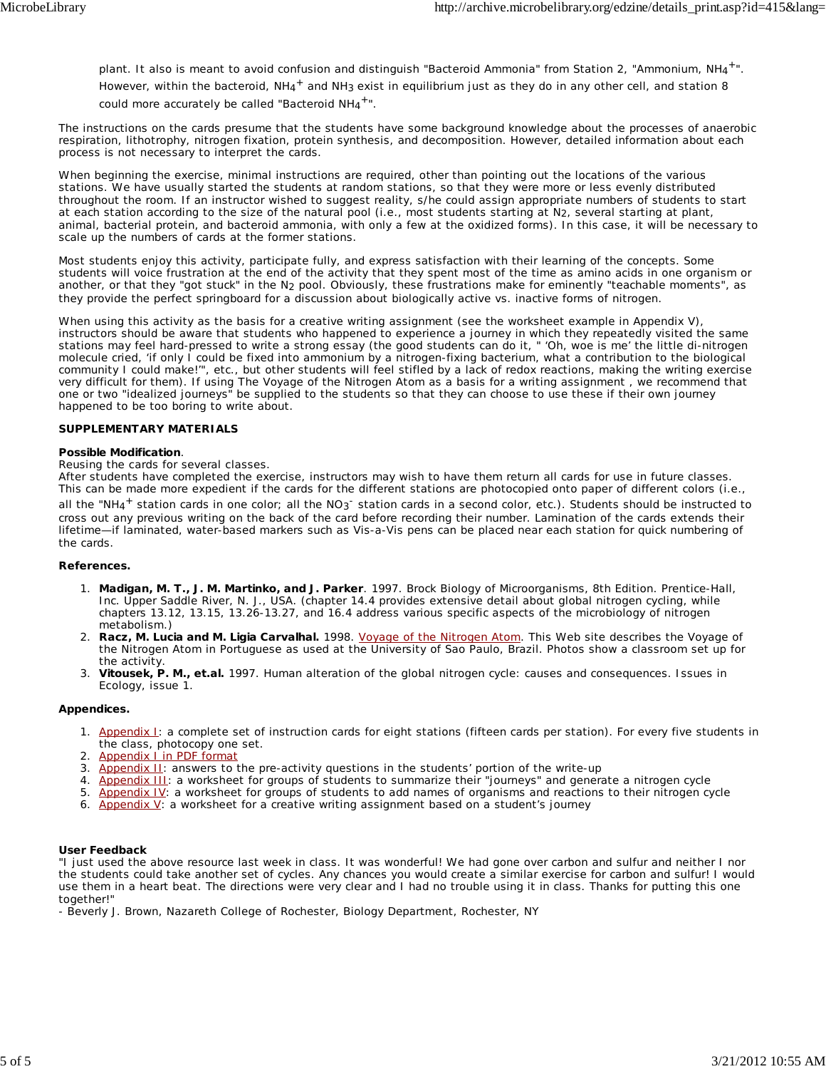plant. It also is meant to avoid confusion and distinguish "Bacteroid Ammonia" from Station 2, "Ammonium, $NH_4^+$". However, within the bacteroid, $NH_4^+$ and $NH_3$ exist in equilibrium just as they do in any other cell, and station 8 could more accurately be called "Bacteroid $NH_4^+$".

The instructions on the cards presume that the students have some background knowledge about the processes of anaerobic respiration, lithotrophy, nitrogen fixation, protein synthesis, and decomposition. However, detailed information about each process is not necessary to interpret the cards.

When beginning the exercise, minimal instructions are required, other than pointing out the locations of the various stations. We have usually started the students at random stations, so that they were more or less evenly distributed throughout the room. If an instructor wished to suggest reality, s/he could assign appropriate numbers of students to start at each station according to the size of the natural pool (i.e., most students starting at $N_2$, several starting at plant, animal, bacterial protein, and bacteroid ammonia, with only a few at the oxidized forms). In this case, it will be necessary to scale up the numbers of cards at the former stations.

Most students enjoy this activity, participate fully, and express satisfaction with their learning of the concepts. Some students will voice frustration at the end of the activity that they spent most of the time as amino acids in one organism or another, or that they "got stuck" in the $N_2$ pool. Obviously, these frustrations make for eminently "teachable moments", as they provide the perfect springboard for a discussion about biologically active vs. inactive forms of nitrogen.

When using this activity as the basis for a creative writing assignment (see the worksheet example in Appendix V), instructors should be aware that students who happened to experience a journey in which they repeatedly visited the same stations may feel hard-pressed to write a strong essay (the good students can do it, " 'Oh, woe is me' the little di-nitrogen molecule cried, 'if only I could be fixed into ammonium by a nitrogen-fixing bacterium, what a contribution to the biological community I could make!'", etc., but other students will feel stifled by a lack of redox reactions, making the writing exercise very difficult for them). If using The Voyage of the Nitrogen Atom as a basis for a writing assignment , we recommend that one or two "idealized journeys" be supplied to the students so that they can choose to use these if their own journey happened to be too boring to write about.

**SUPPLEMENTARY MATERIALS**

**Possible Modification**.
Reusing the cards for several classes.
After students have completed the exercise, instructors may wish to have them return all cards for use in future classes. This can be made more expedient if the cards for the different stations are photocopied onto paper of different colors (i.e., all the "$NH_4^+$ station cards in one color; all the $NO_3^-$ station cards in a second color, etc.). Students should be instructed to cross out any previous writing on the back of the card before recording their number. Lamination of the cards extends their lifetime—if laminated, water-based markers such as Vis-a-Vis pens can be placed near each station for quick numbering of the cards.

**References.**

1. **Madigan, M. T., J. M. Martinko, and J. Parker**. 1997. Brock Biology of Microorganisms, 8th Edition. Prentice-Hall, Inc. Upper Saddle River, N. J., USA. (chapter 14.4 provides extensive detail about global nitrogen cycling, while chapters 13.12, 13.15, 13.26-13.27, and 16.4 address various specific aspects of the microbiology of nitrogen metabolism.)
2. **Racz, M. Lucia and M. Ligia Carvalhal.** 1998. Voyage of the Nitrogen Atom. This Web site describes the Voyage of the Nitrogen Atom in Portuguese as used at the University of Sao Paulo, Brazil. Photos show a classroom set up for the activity.
3. **Vitousek, P. M., et.al.** 1997. Human alteration of the global nitrogen cycle: causes and consequences. Issues in Ecology, issue 1.

**Appendices.**

1. Appendix I: a complete set of instruction cards for eight stations (fifteen cards per station). For every five students in the class, photocopy one set.
2. Appendix I in PDF format
3. Appendix II: answers to the pre-activity questions in the students' portion of the write-up
4. Appendix III: a worksheet for groups of students to summarize their "journeys" and generate a nitrogen cycle
5. Appendix IV: a worksheet for groups of students to add names of organisms and reactions to their nitrogen cycle
6. Appendix V: a worksheet for a creative writing assignment based on a student's journey

**User Feedback**
"I just used the above resource last week in class. It was wonderful! We had gone over carbon and sulfur and neither I nor the students could take another set of cycles. Any chances you would create a similar exercise for carbon and sulfur! I would use them in a heart beat. The directions were very clear and I had no trouble using it in class. Thanks for putting this one together!"
- Beverly J. Brown, Nazareth College of Rochester, Biology Department, Rochester, NY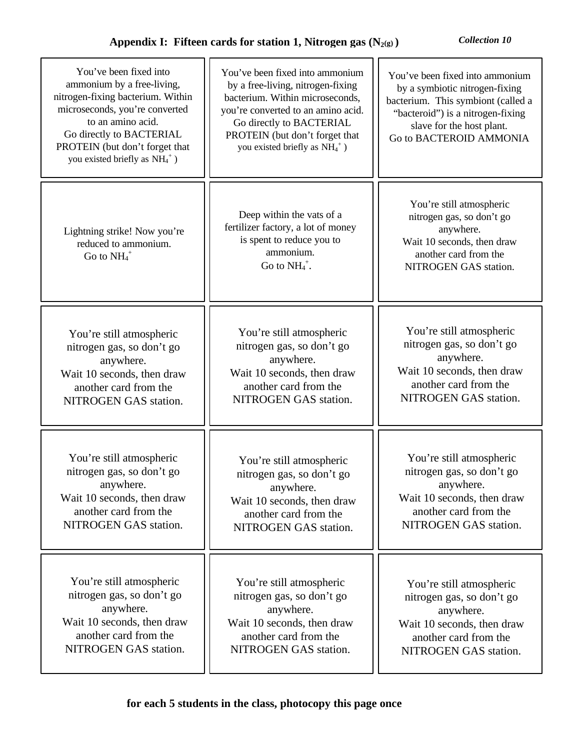## Appendix I: Fifteen cards for station 1, Nitrogen gas ($N_{2(g)}$)

*Collection 10*

| | | |
|---|---|---|
| You've been fixed into ammonium by a free-living, nitrogen-fixing bacterium. Within microseconds, you're converted to an amino acid. Go directly to BACTERIAL PROTEIN (but don't forget that you existed briefly as $NH_4^+$ ) | You've been fixed into ammonium by a free-living, nitrogen-fixing bacterium. Within microseconds, you're converted to an amino acid. Go directly to BACTERIAL PROTEIN (but don't forget that you existed briefly as $NH_4^+$ ) | You've been fixed into ammonium by a symbiotic nitrogen-fixing bacterium. This symbiont (called a "bacteroid") is a nitrogen-fixing slave for the host plant. Go to BACTEROID AMMONIA |
| Lightning strike! Now you're reduced to ammonium. Go to $NH_4^+$ | Deep within the vats of a fertilizer factory, a lot of money is spent to reduce you to ammonium. Go to $NH_4^+$. | You're still atmospheric nitrogen gas, so don't go anywhere. Wait 10 seconds, then draw another card from the NITROGEN GAS station. |
| You're still atmospheric nitrogen gas, so don't go anywhere. Wait 10 seconds, then draw another card from the NITROGEN GAS station. | You're still atmospheric nitrogen gas, so don't go anywhere. Wait 10 seconds, then draw another card from the NITROGEN GAS station. | You're still atmospheric nitrogen gas, so don't go anywhere. Wait 10 seconds, then draw another card from the NITROGEN GAS station. |
| You're still atmospheric nitrogen gas, so don't go anywhere. Wait 10 seconds, then draw another card from the NITROGEN GAS station. | You're still atmospheric nitrogen gas, so don't go anywhere. Wait 10 seconds, then draw another card from the NITROGEN GAS station. | You're still atmospheric nitrogen gas, so don't go anywhere. Wait 10 seconds, then draw another card from the NITROGEN GAS station. |
| You're still atmospheric nitrogen gas, so don't go anywhere. Wait 10 seconds, then draw another card from the NITROGEN GAS station. | You're still atmospheric nitrogen gas, so don't go anywhere. Wait 10 seconds, then draw another card from the NITROGEN GAS station. | You're still atmospheric nitrogen gas, so don't go anywhere. Wait 10 seconds, then draw another card from the NITROGEN GAS station. |

**for each 5 students in the class, photocopy this page once**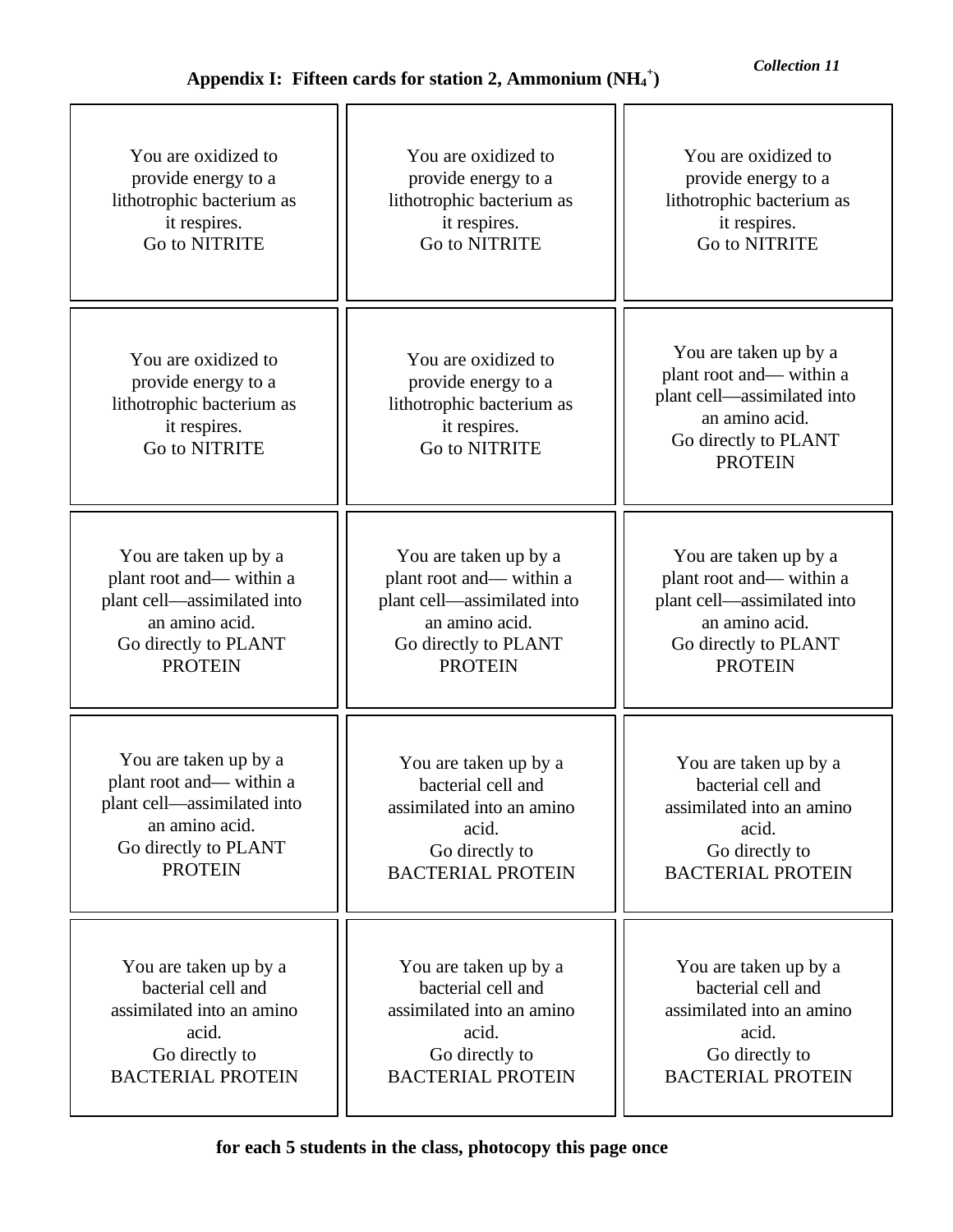## Appendix I: Fifteen cards for station 2, Ammonium ($NH_4^+$)

*Collection 11*

| | | |
|---|---|---|
| You are oxidized to provide energy to a lithotrophic bacterium as it respires. Go to NITRITE | You are oxidized to provide energy to a lithotrophic bacterium as it respires. Go to NITRITE | You are oxidized to provide energy to a lithotrophic bacterium as it respires. Go to NITRITE |
| You are oxidized to provide energy to a lithotrophic bacterium as it respires. Go to NITRITE | You are oxidized to provide energy to a lithotrophic bacterium as it respires. Go to NITRITE | You are taken up by a plant root and— within a plant cell—assimilated into an amino acid. Go directly to PLANT PROTEIN |
| You are taken up by a plant root and— within a plant cell—assimilated into an amino acid. Go directly to PLANT PROTEIN | You are taken up by a plant root and— within a plant cell—assimilated into an amino acid. Go directly to PLANT PROTEIN | You are taken up by a plant root and— within a plant cell—assimilated into an amino acid. Go directly to PLANT PROTEIN |
| You are taken up by a plant root and— within a plant cell—assimilated into an amino acid. Go directly to PLANT PROTEIN | You are taken up by a bacterial cell and assimilated into an amino acid. Go directly to BACTERIAL PROTEIN | You are taken up by a bacterial cell and assimilated into an amino acid. Go directly to BACTERIAL PROTEIN |
| You are taken up by a bacterial cell and assimilated into an amino acid. Go directly to BACTERIAL PROTEIN | You are taken up by a bacterial cell and assimilated into an amino acid. Go directly to BACTERIAL PROTEIN | You are taken up by a bacterial cell and assimilated into an amino acid. Go directly to BACTERIAL PROTEIN |

**for each 5 students in the class, photocopy this page once**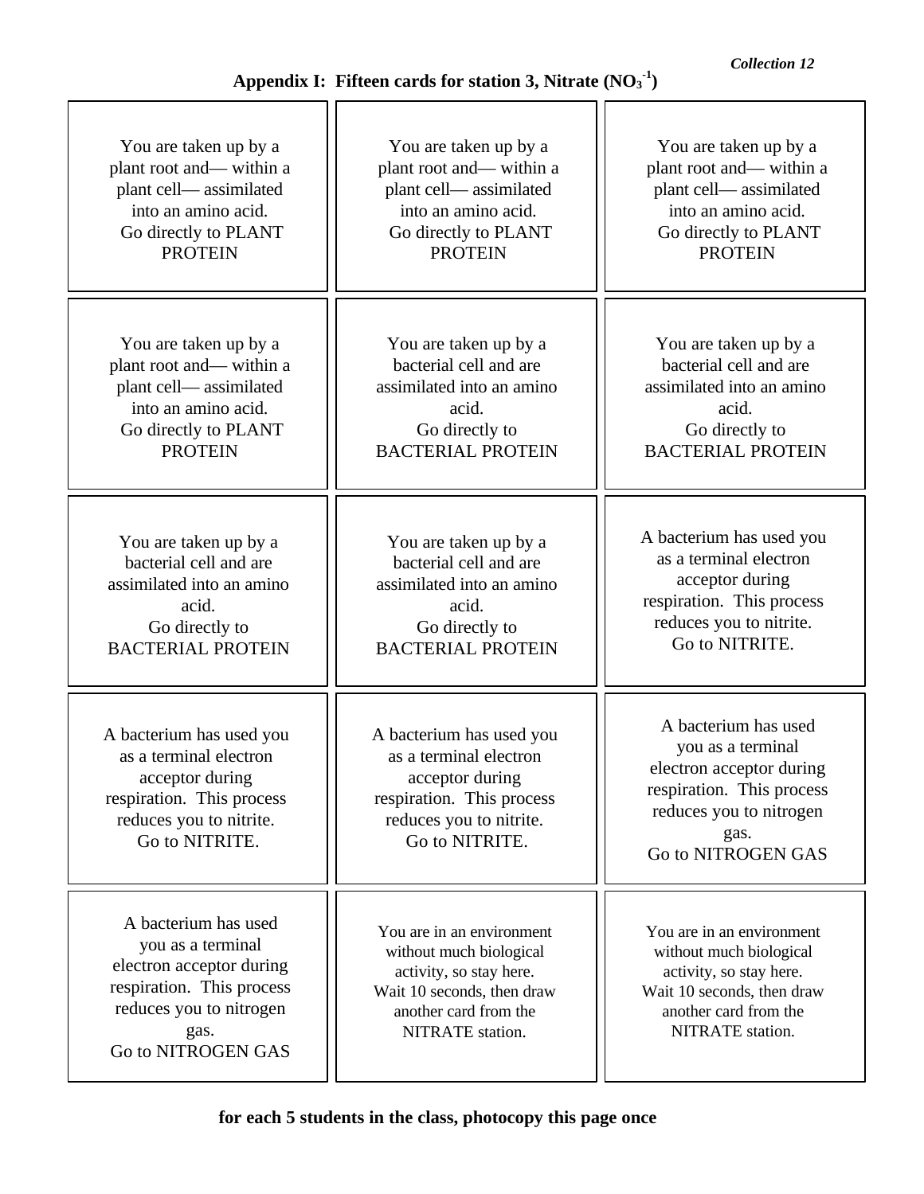## Appendix I: Fifteen cards for station 3, Nitrate ($NO_3^{-1}$)

| | | |
|---|---|---|
| You are taken up by a plant root and— within a plant cell— assimilated into an amino acid. Go directly to PLANT PROTEIN | You are taken up by a plant root and— within a plant cell— assimilated into an amino acid. Go directly to PLANT PROTEIN | You are taken up by a plant root and— within a plant cell— assimilated into an amino acid. Go directly to PLANT PROTEIN |
| You are taken up by a plant root and— within a plant cell— assimilated into an amino acid. Go directly to PLANT PROTEIN | You are taken up by a bacterial cell and are assimilated into an amino acid. Go directly to BACTERIAL PROTEIN | You are taken up by a bacterial cell and are assimilated into an amino acid. Go directly to BACTERIAL PROTEIN |
| You are taken up by a bacterial cell and are assimilated into an amino acid. Go directly to BACTERIAL PROTEIN | You are taken up by a bacterial cell and are assimilated into an amino acid. Go directly to BACTERIAL PROTEIN | A bacterium has used you as a terminal electron acceptor during respiration. This process reduces you to nitrite. Go to NITRITE. |
| A bacterium has used you as a terminal electron acceptor during respiration. This process reduces you to nitrite. Go to NITRITE. | A bacterium has used you as a terminal electron acceptor during respiration. This process reduces you to nitrite. Go to NITRITE. | A bacterium has used you as a terminal electron acceptor during respiration. This process reduces you to nitrogen gas. Go to NITROGEN GAS |
| A bacterium has used you as a terminal electron acceptor during respiration. This process reduces you to nitrogen gas. Go to NITROGEN GAS | You are in an environment without much biological activity, so stay here. Wait 10 seconds, then draw another card from the NITRATE station. | You are in an environment without much biological activity, so stay here. Wait 10 seconds, then draw another card from the NITRATE station. |

**for each 5 students in the class, photocopy this page once**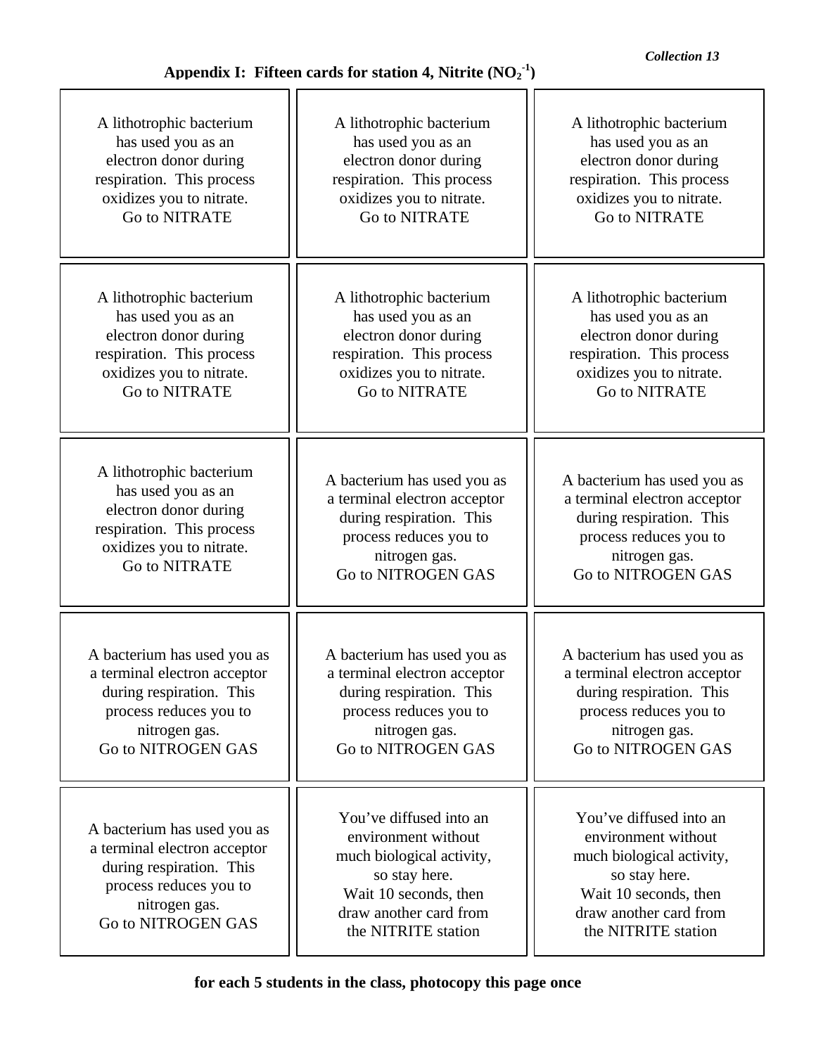## Appendix I: Fifteen cards for station 4, Nitrite ($NO_2^{-1}$)

| | | |
|---|---|---|
| A lithotrophic bacterium has used you as an electron donor during respiration. This process oxidizes you to nitrate. Go to NITRATE | A lithotrophic bacterium has used you as an electron donor during respiration. This process oxidizes you to nitrate. Go to NITRATE | A lithotrophic bacterium has used you as an electron donor during respiration. This process oxidizes you to nitrate. Go to NITRATE |
| A lithotrophic bacterium has used you as an electron donor during respiration. This process oxidizes you to nitrate. Go to NITRATE | A lithotrophic bacterium has used you as an electron donor during respiration. This process oxidizes you to nitrate. Go to NITRATE | A lithotrophic bacterium has used you as an electron donor during respiration. This process oxidizes you to nitrate. Go to NITRATE |
| A lithotrophic bacterium has used you as an electron donor during respiration. This process oxidizes you to nitrate. Go to NITRATE | A bacterium has used you as a terminal electron acceptor during respiration. This process reduces you to nitrogen gas. Go to NITROGEN GAS | A bacterium has used you as a terminal electron acceptor during respiration. This process reduces you to nitrogen gas. Go to NITROGEN GAS |
| A bacterium has used you as a terminal electron acceptor during respiration. This process reduces you to nitrogen gas. Go to NITROGEN GAS | A bacterium has used you as a terminal electron acceptor during respiration. This process reduces you to nitrogen gas. Go to NITROGEN GAS | A bacterium has used you as a terminal electron acceptor during respiration. This process reduces you to nitrogen gas. Go to NITROGEN GAS |
| A bacterium has used you as a terminal electron acceptor during respiration. This process reduces you to nitrogen gas. Go to NITROGEN GAS | You've diffused into an environment without much biological activity, so stay here. Wait 10 seconds, then draw another card from the NITRITE station | You've diffused into an environment without much biological activity, so stay here. Wait 10 seconds, then draw another card from the NITRITE station |

**for each 5 students in the class, photocopy this page once**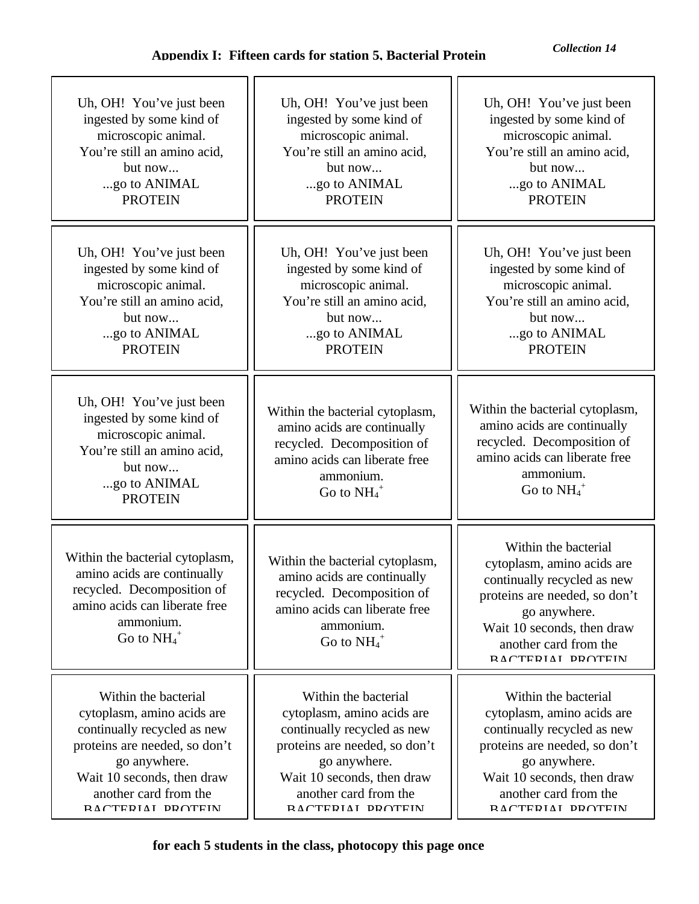**Appendix I: Fifteen cards for station 5, Bacterial Protein**

*Collection 14*

| | | |
|---|---|---|
| Uh, OH! You've just been ingested by some kind of microscopic animal. You're still an amino acid, but now... ...go to ANIMAL PROTEIN | Uh, OH! You've just been ingested by some kind of microscopic animal. You're still an amino acid, but now... ...go to ANIMAL PROTEIN | Uh, OH! You've just been ingested by some kind of microscopic animal. You're still an amino acid, but now... ...go to ANIMAL PROTEIN |
| Uh, OH! You've just been ingested by some kind of microscopic animal. You're still an amino acid, but now... ...go to ANIMAL PROTEIN | Uh, OH! You've just been ingested by some kind of microscopic animal. You're still an amino acid, but now... ...go to ANIMAL PROTEIN | Uh, OH! You've just been ingested by some kind of microscopic animal. You're still an amino acid, but now... ...go to ANIMAL PROTEIN |
| Uh, OH! You've just been ingested by some kind of microscopic animal. You're still an amino acid, but now... ...go to ANIMAL PROTEIN | Within the bacterial cytoplasm, amino acids are continually recycled. Decomposition of amino acids can liberate free ammonium. Go to $NH_4^+$ | Within the bacterial cytoplasm, amino acids are continually recycled. Decomposition of amino acids can liberate free ammonium. Go to $NH_4^+$ |
| Within the bacterial cytoplasm, amino acids are continually recycled. Decomposition of amino acids can liberate free ammonium. Go to $NH_4^+$ | Within the bacterial cytoplasm, amino acids are continually recycled. Decomposition of amino acids can liberate free ammonium. Go to $NH_4^+$ | Within the bacterial cytoplasm, amino acids are continually recycled as new proteins are needed, so don't go anywhere. Wait 10 seconds, then draw another card from the BACTERIAL PROTEIN |
| Within the bacterial cytoplasm, amino acids are continually recycled as new proteins are needed, so don't go anywhere. Wait 10 seconds, then draw another card from the BACTERIAL PROTEIN | Within the bacterial cytoplasm, amino acids are continually recycled as new proteins are needed, so don't go anywhere. Wait 10 seconds, then draw another card from the BACTERIAL PROTEIN | Within the bacterial cytoplasm, amino acids are continually recycled as new proteins are needed, so don't go anywhere. Wait 10 seconds, then draw another card from the BACTERIAL PROTEIN |

**for each 5 students in the class, photocopy this page once**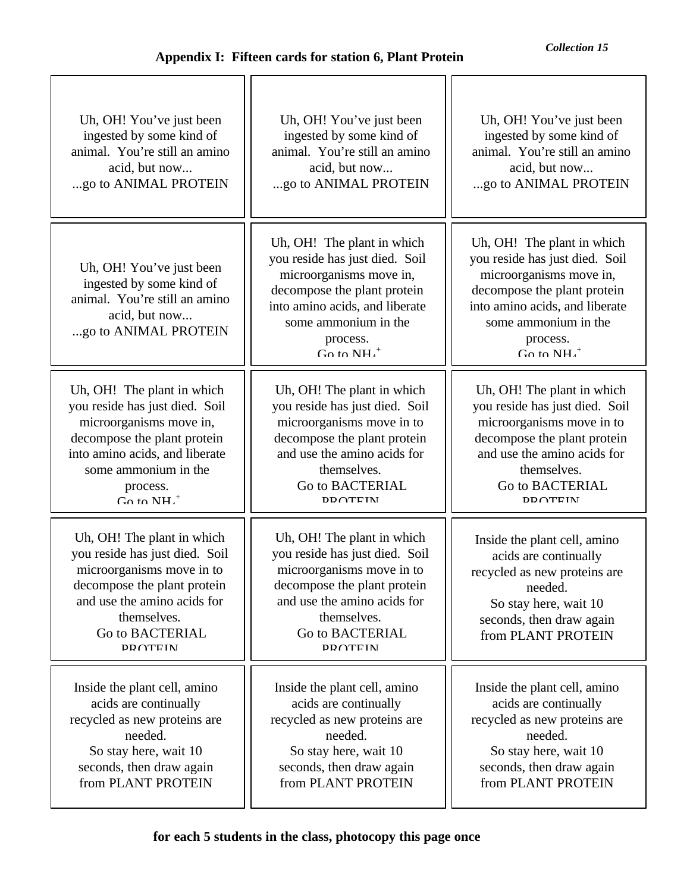## Appendix I: Fifteen cards for station 6, Plant Protein

| | | |
|---|---|---|
| Uh, OH! You've just been ingested by some kind of animal. You're still an amino acid, but now... ...go to ANIMAL PROTEIN | Uh, OH! You've just been ingested by some kind of animal. You're still an amino acid, but now... ...go to ANIMAL PROTEIN | Uh, OH! You've just been ingested by some kind of animal. You're still an amino acid, but now... ...go to ANIMAL PROTEIN |
| Uh, OH! You've just been ingested by some kind of animal. You're still an amino acid, but now... ...go to ANIMAL PROTEIN | Uh, OH! The plant in which you reside has just died. Soil microorganisms move in, decompose the plant protein into amino acids, and liberate some ammonium in the process. Go to $NH_4^+$ | Uh, OH! The plant in which you reside has just died. Soil microorganisms move in, decompose the plant protein into amino acids, and liberate some ammonium in the process. Go to $NH_4^+$ |
| Uh, OH! The plant in which you reside has just died. Soil microorganisms move in, decompose the plant protein into amino acids, and liberate some ammonium in the process. Go to $NH_4^+$ | Uh, OH! The plant in which you reside has just died. Soil microorganisms move in to decompose the plant protein and use the amino acids for themselves. Go to BACTERIAL PROTEIN | Uh, OH! The plant in which you reside has just died. Soil microorganisms move in to decompose the plant protein and use the amino acids for themselves. Go to BACTERIAL PROTEIN |
| Uh, OH! The plant in which you reside has just died. Soil microorganisms move in to decompose the plant protein and use the amino acids for themselves. Go to BACTERIAL PROTEIN | Uh, OH! The plant in which you reside has just died. Soil microorganisms move in to decompose the plant protein and use the amino acids for themselves. Go to BACTERIAL PROTEIN | Inside the plant cell, amino acids are continually recycled as new proteins are needed. So stay here, wait 10 seconds, then draw again from PLANT PROTEIN |
| Inside the plant cell, amino acids are continually recycled as new proteins are needed. So stay here, wait 10 seconds, then draw again from PLANT PROTEIN | Inside the plant cell, amino acids are continually recycled as new proteins are needed. So stay here, wait 10 seconds, then draw again from PLANT PROTEIN | Inside the plant cell, amino acids are continually recycled as new proteins are needed. So stay here, wait 10 seconds, then draw again from PLANT PROTEIN |

**for each 5 students in the class, photocopy this page once**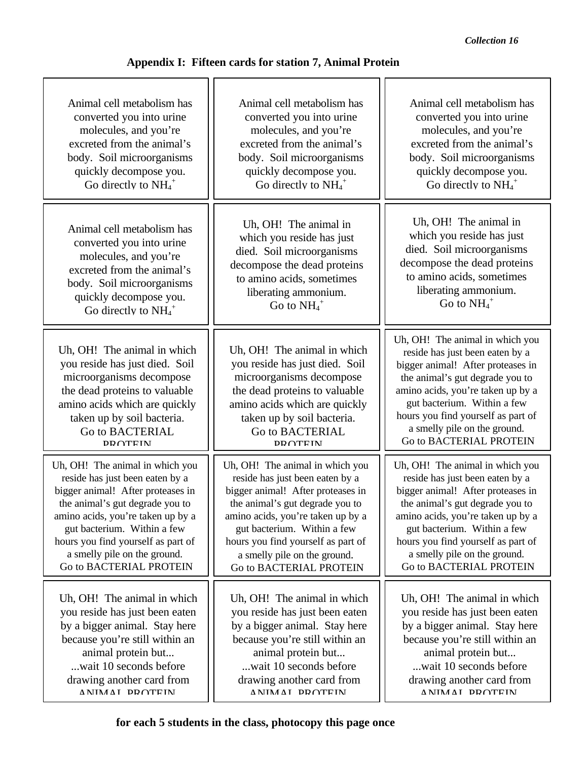## Appendix I: Fifteen cards for station 7, Animal Protein

| | | |
|---|---|---|
| Animal cell metabolism has converted you into urine molecules, and you're excreted from the animal's body. Soil microorganisms quickly decompose you. Go directly to $NH_4^+$ | Animal cell metabolism has converted you into urine molecules, and you're excreted from the animal's body. Soil microorganisms quickly decompose you. Go directly to $NH_4^+$ | Animal cell metabolism has converted you into urine molecules, and you're excreted from the animal's body. Soil microorganisms quickly decompose you. Go directly to $NH_4^+$ |
| Animal cell metabolism has converted you into urine molecules, and you're excreted from the animal's body. Soil microorganisms quickly decompose you. Go directly to $NH_4^+$ | Uh, OH! The animal in which you reside has just died. Soil microorganisms decompose the dead proteins to amino acids, sometimes liberating ammonium. Go to $NH_4^+$ | Uh, OH! The animal in which you reside has just died. Soil microorganisms decompose the dead proteins to amino acids, sometimes liberating ammonium. Go to $NH_4^+$ |
| Uh, OH! The animal in which you reside has just died. Soil microorganisms decompose the dead proteins to valuable amino acids which are quickly taken up by soil bacteria. Go to BACTERIAL PROTEIN | Uh, OH! The animal in which you reside has just died. Soil microorganisms decompose the dead proteins to valuable amino acids which are quickly taken up by soil bacteria. Go to BACTERIAL PROTEIN | Uh, OH! The animal in which you reside has just been eaten by a bigger animal! After proteases in the animal's gut degrade you to amino acids, you're taken up by a gut bacterium. Within a few hours you find yourself as part of a smelly pile on the ground. Go to BACTERIAL PROTEIN |
| Uh, OH! The animal in which you reside has just been eaten by a bigger animal! After proteases in the animal's gut degrade you to amino acids, you're taken up by a gut bacterium. Within a few hours you find yourself as part of a smelly pile on the ground. Go to BACTERIAL PROTEIN | Uh, OH! The animal in which you reside has just been eaten by a bigger animal! After proteases in the animal's gut degrade you to amino acids, you're taken up by a gut bacterium. Within a few hours you find yourself as part of a smelly pile on the ground. Go to BACTERIAL PROTEIN | Uh, OH! The animal in which you reside has just been eaten by a bigger animal! After proteases in the animal's gut degrade you to amino acids, you're taken up by a gut bacterium. Within a few hours you find yourself as part of a smelly pile on the ground. Go to BACTERIAL PROTEIN |
| Uh, OH! The animal in which you reside has just been eaten by a bigger animal. Stay here because you're still within an animal protein but... ...wait 10 seconds before drawing another card from ANIMAL PROTEIN | Uh, OH! The animal in which you reside has just been eaten by a bigger animal. Stay here because you're still within an animal protein but... ...wait 10 seconds before drawing another card from ANIMAL PROTEIN | Uh, OH! The animal in which you reside has just been eaten by a bigger animal. Stay here because you're still within an animal protein but... ...wait 10 seconds before drawing another card from ANIMAL PROTEIN |

**for each 5 students in the class, photocopy this page once**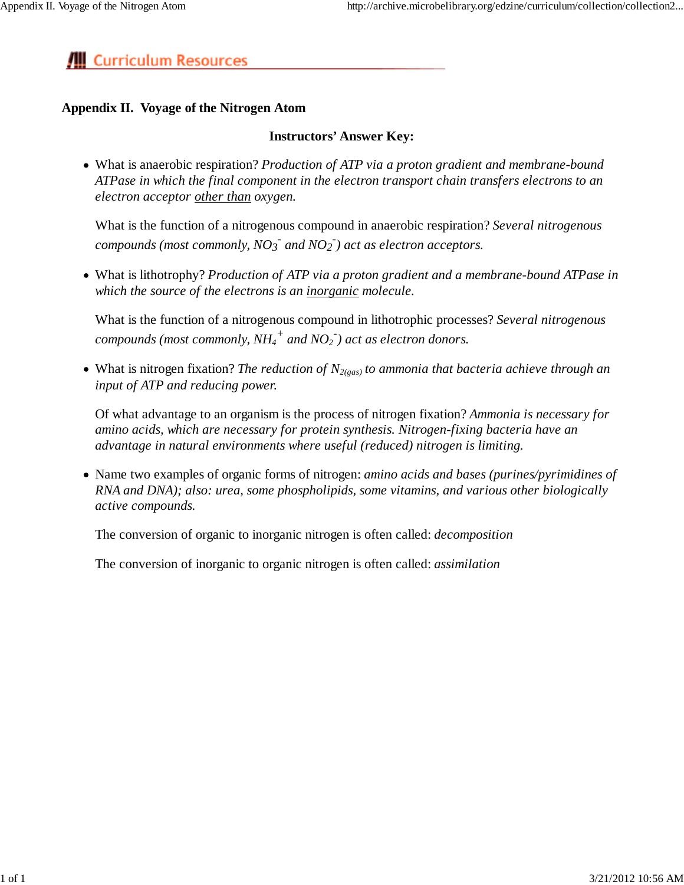Curriculum Resources

## Appendix II. Voyage of the Nitrogen Atom

**Instructors' Answer Key:**

- What is anaerobic respiration? *Production of ATP via a proton gradient and membrane-bound ATPase in which the final component in the electron transport chain transfers electrons to an electron acceptor other than oxygen.*

  What is the function of a nitrogenous compound in anaerobic respiration? *Several nitrogenous compounds (most commonly, $NO_3^-$ and $NO_2^-$) act as electron acceptors.*

- What is lithotrophy? *Production of ATP via a proton gradient and a membrane-bound ATPase in which the source of the electrons is an inorganic molecule.*

  What is the function of a nitrogenous compound in lithotrophic processes? *Several nitrogenous compounds (most commonly, $NH_4^+$ and $NO_2^-$) act as electron donors.*

- What is nitrogen fixation? *The reduction of $N_{2(gas)}$ to ammonia that bacteria achieve through an input of ATP and reducing power.*

  Of what advantage to an organism is the process of nitrogen fixation? *Ammonia is necessary for amino acids, which are necessary for protein synthesis. Nitrogen-fixing bacteria have an advantage in natural environments where useful (reduced) nitrogen is limiting.*

- Name two examples of organic forms of nitrogen: *amino acids and bases (purines/pyrimidines of RNA and DNA); also: urea, some phospholipids, some vitamins, and various other biologically active compounds.*

  The conversion of organic to inorganic nitrogen is often called: *decomposition*

  The conversion of inorganic to organic nitrogen is often called: *assimilation*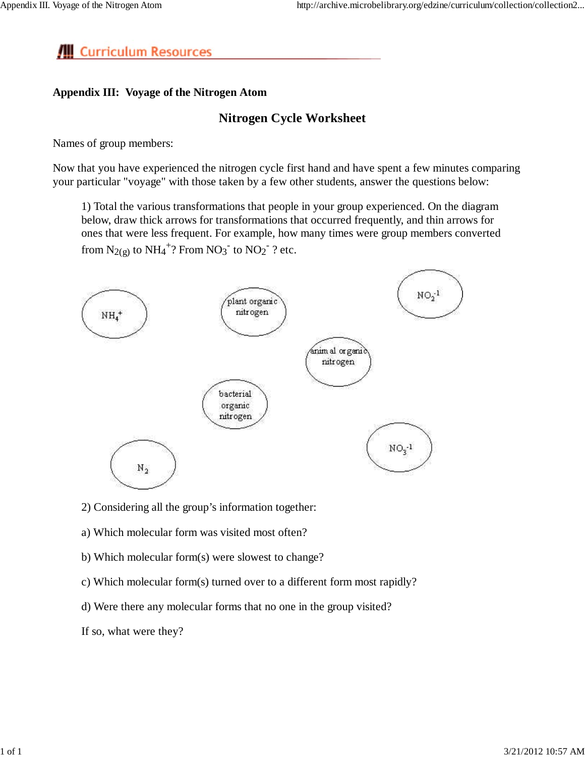## Appendix III: Voyage of the Nitrogen Atom

### Nitrogen Cycle Worksheet

Names of group members:

Now that you have experienced the nitrogen cycle first hand and have spent a few minutes comparing your particular "voyage" with those taken by a few other students, answer the questions below:

1) Total the various transformations that people in your group experienced. On the diagram below, draw thick arrows for transformations that occurred frequently, and thin arrows for ones that were less frequent. For example, how many times were group members converted from $N_{2(g)}$ to $NH_4^+$? From $NO_3^-$ to $NO_2^-$ ? etc.

$NH_4^+$

plant organic nitrogen

$NO_2^{-1}$

animal organic nitrogen

bacterial organic nitrogen

$N_2$

$NO_3^{-1}$

2) Considering all the group's information together:

a) Which molecular form was visited most often?

b) Which molecular form(s) were slowest to change?

c) Which molecular form(s) turned over to a different form most rapidly?

d) Were there any molecular forms that no one in the group visited?

If so, what were they?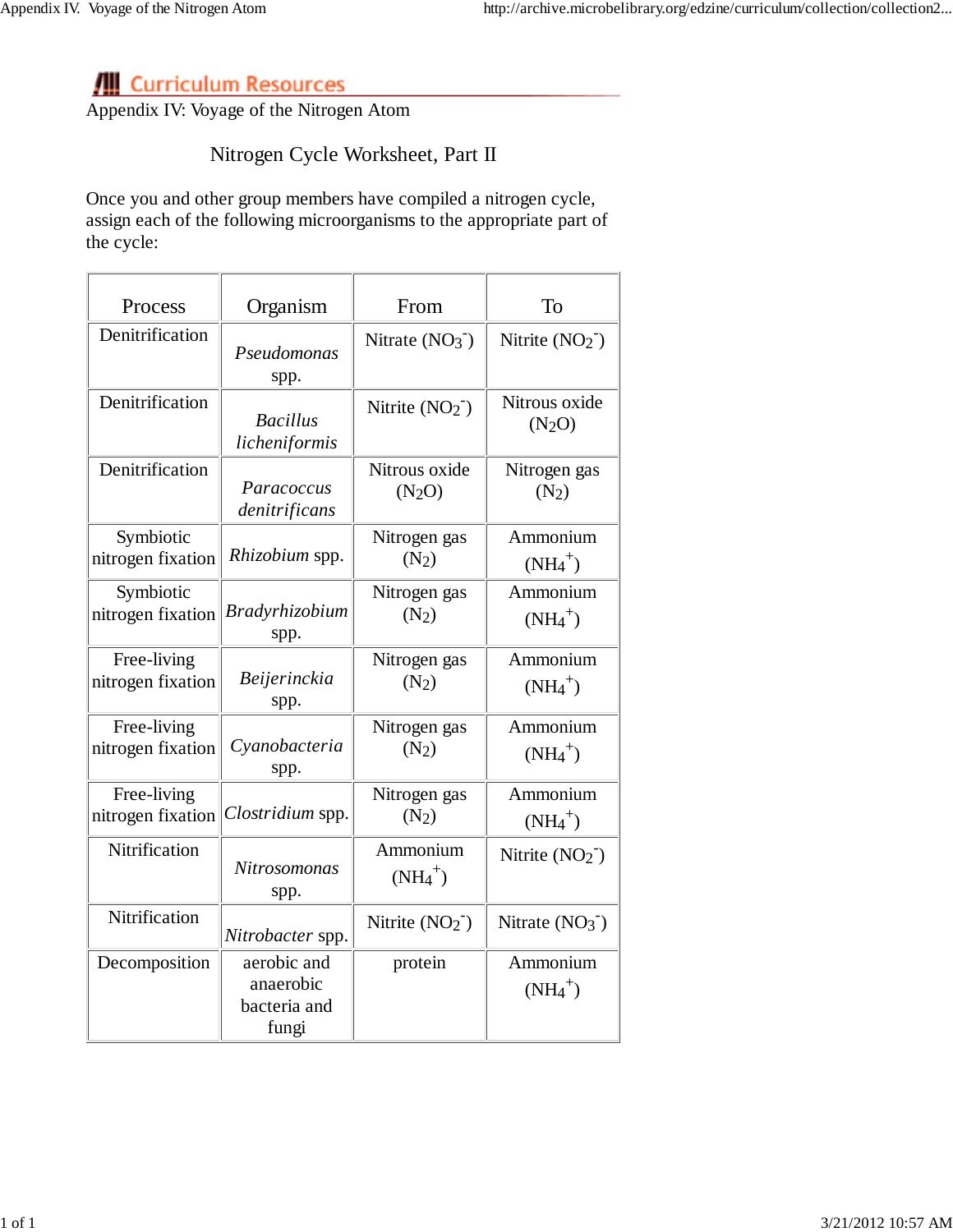## Curriculum Resources

Appendix IV: Voyage of the Nitrogen Atom

### Nitrogen Cycle Worksheet, Part II

Once you and other group members have compiled a nitrogen cycle, assign each of the following microorganisms to the appropriate part of the cycle:

| Process | Organism | From | To |
|---|---|---|---|
| Denitrification | *Pseudomonas* spp. | Nitrate ($NO_3^-$) | Nitrite ($NO_2^-$) |
| Denitrification | *Bacillus licheniformis* | Nitrite ($NO_2^-$) | Nitrous oxide ($N_2O$) |
| Denitrification | *Paracoccus denitrificans* | Nitrous oxide ($N_2O$) | Nitrogen gas ($N_2$) |
| Symbiotic nitrogen fixation | *Rhizobium* spp. | Nitrogen gas ($N_2$) | Ammonium ($NH_4^+$) |
| Symbiotic nitrogen fixation | *Bradyrhizobium* spp. | Nitrogen gas ($N_2$) | Ammonium ($NH_4^+$) |
| Free-living nitrogen fixation | *Beijerinckia* spp. | Nitrogen gas ($N_2$) | Ammonium ($NH_4^+$) |
| Free-living nitrogen fixation | *Cyanobacteria* spp. | Nitrogen gas ($N_2$) | Ammonium ($NH_4^+$) |
| Free-living nitrogen fixation | *Clostridium* spp. | Nitrogen gas ($N_2$) | Ammonium ($NH_4^+$) |
| Nitrification | *Nitrosomonas* spp. | Ammonium ($NH_4^+$) | Nitrite ($NO_2^-$) |
| Nitrification | *Nitrobacter* spp. | Nitrite ($NO_2^-$) | Nitrate ($NO_3^-$) |
| Decomposition | aerobic and anaerobic bacteria and fungi | protein | Ammonium ($NH_4^+$) |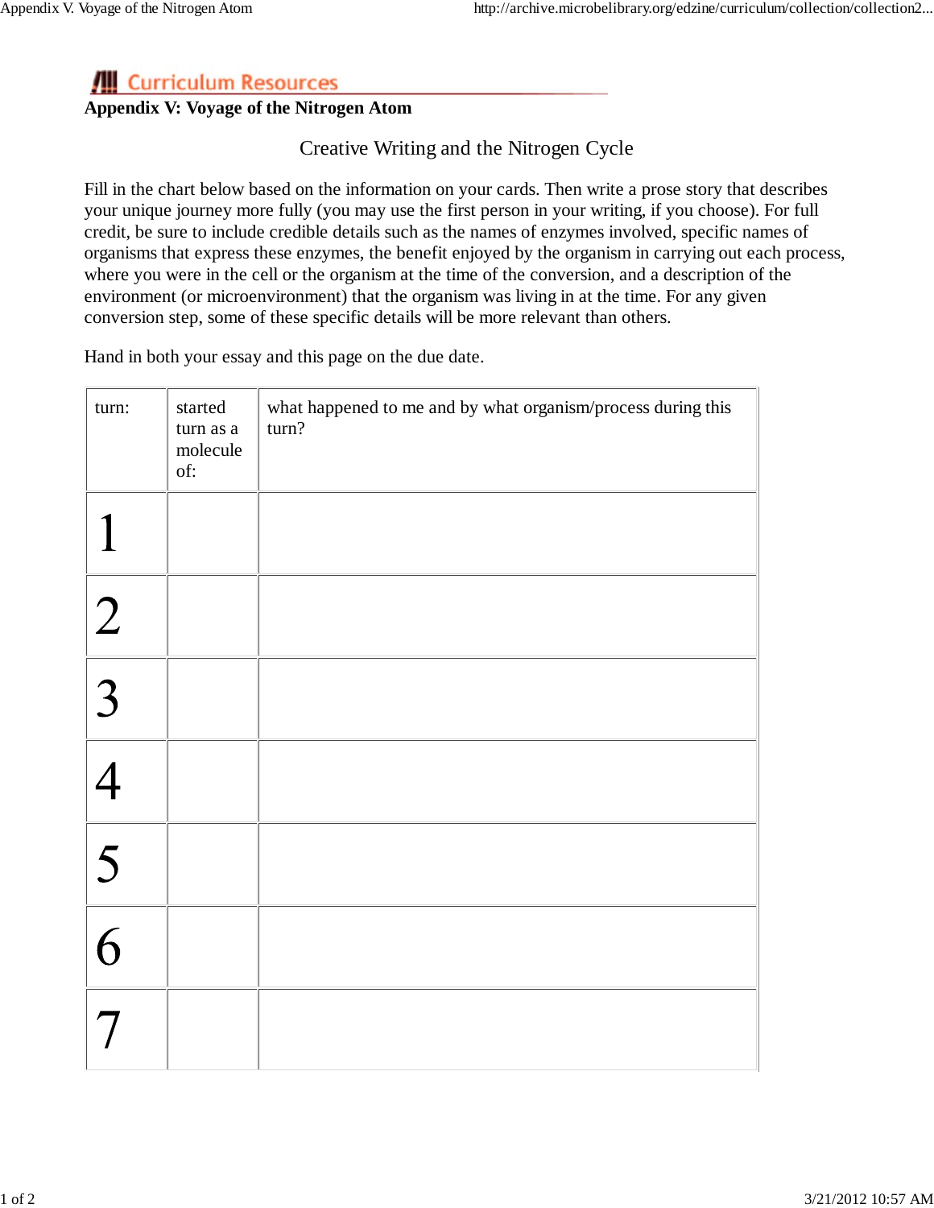## Curriculum Resources

**Appendix V: Voyage of the Nitrogen Atom**

### Creative Writing and the Nitrogen Cycle

Fill in the chart below based on the information on your cards. Then write a prose story that describes your unique journey more fully (you may use the first person in your writing, if you choose). For full credit, be sure to include credible details such as the names of enzymes involved, specific names of organisms that express these enzymes, the benefit enjoyed by the organism in carrying out each process, where you were in the cell or the organism at the time of the conversion, and a description of the environment (or microenvironment) that the organism was living in at the time. For any given conversion step, some of these specific details will be more relevant than others.

Hand in both your essay and this page on the due date.

| turn: | started turn as a molecule of: | what happened to me and by what organism/process during this turn? |
| --- | --- | --- |
| 1 | | |
| 2 | | |
| 3 | | |
| 4 | | |
| 5 | | |
| 6 | | |
| 7 | | |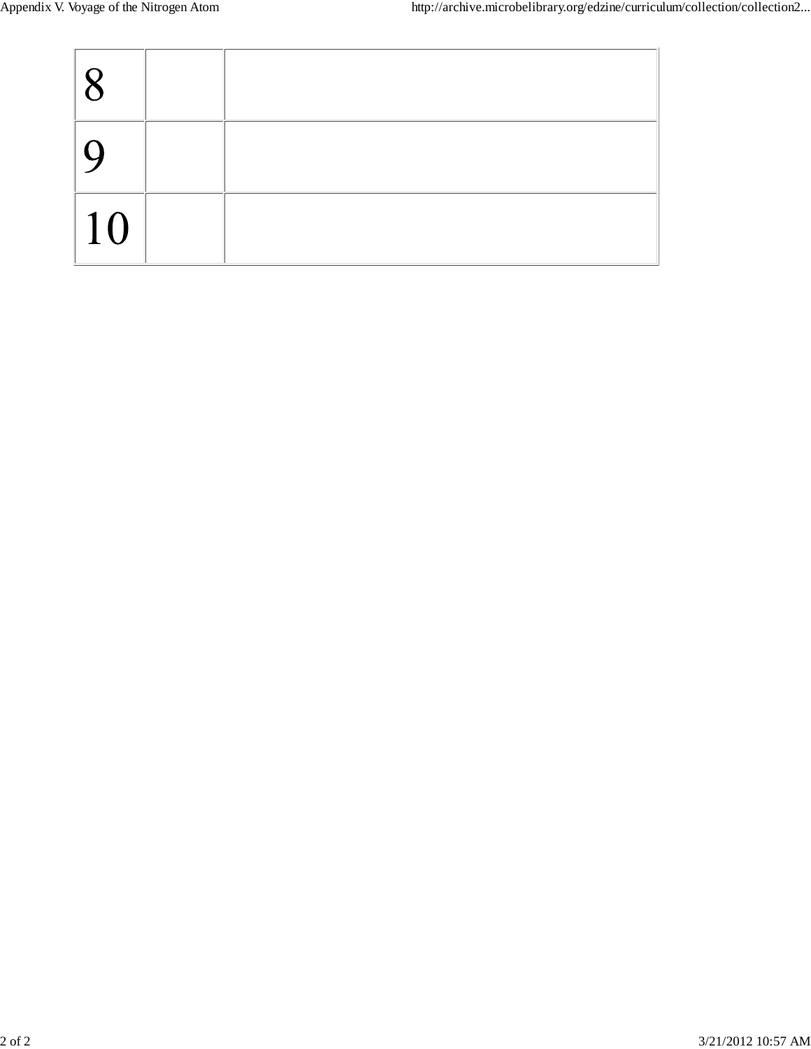| | | |
|---|---|---|
| 8 | | |
| 9 | | |
| 10 | | |